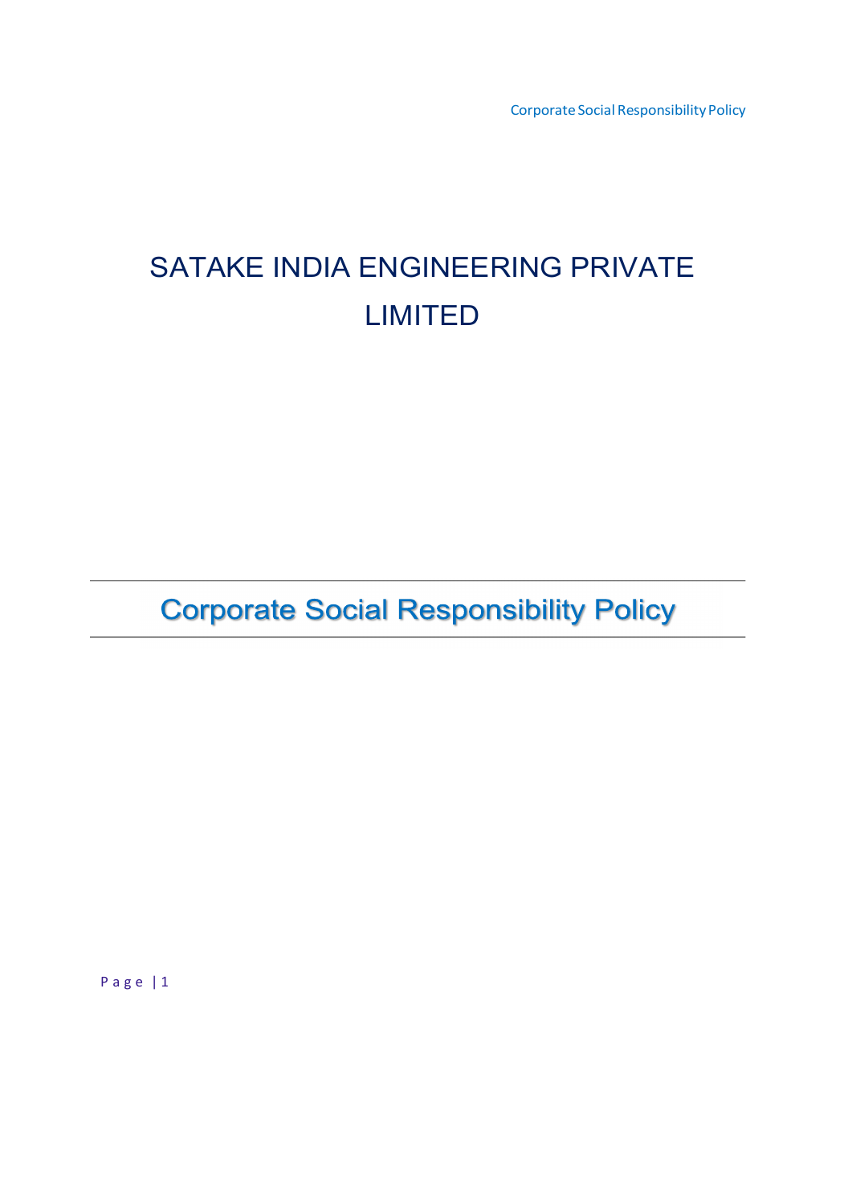# SATAKE INDIA ENGINEERING PRIVATE LIMITED

## Corporate Social Responsibility Policy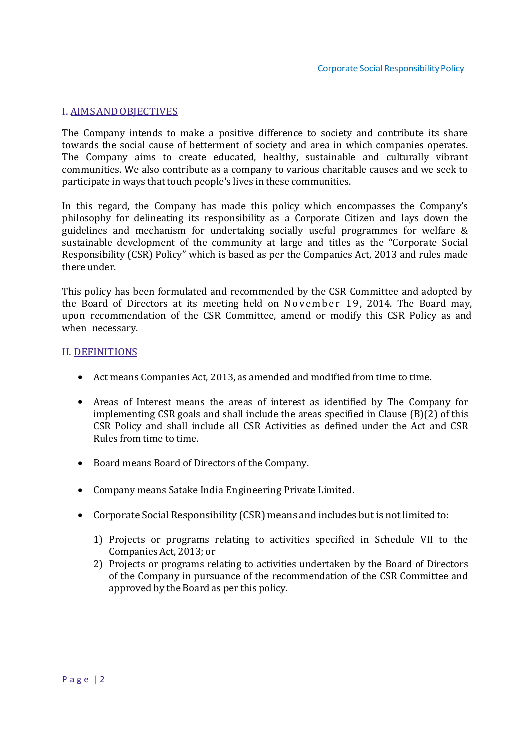## I. AIMS AND OBJECTIVES

The Company intends to make a positive difference to society and contribute its share towards the social cause of betterment of society and area in which companies operates. The Company aims to create educated, healthy, sustainable and culturally vibrant communities. We also contribute as a company to various charitable causes and we seek to participate in ways that touch people's lives in these communities.

In this regard, the Company has made this policy which encompasses the Company's philosophy for delineating its responsibility as a Corporate Citizen and lays down the guidelines and mechanism for undertaking socially useful programmes for welfare & sustainable development of the community at large and titles as the "Corporate Social Responsibility (CSR) Policy" which is based as per the Companies Act, 2013 and rules made there under.

This policy has been formulated and recommended by the CSR Committee and adopted by the Board of Directors at its meeting held on November 19, 2014. The Board may, upon recommendation of the CSR Committee, amend or modify this CSR Policy as and when necessary.

## II. DEFINITIONS

- Act means Companies Act, 2013, as amended and modified from time to time.
- Areas of Interest means the areas of interest as identified by The Company for implementing CSR goals and shall include the areas specified in Clause (B)(2) of this CSR Policy and shall include all CSR Activities as defined under the Act and CSR Rules from time to time.
- Board means Board of Directors of the Company.
- Company means Satake India Engineering Private Limited.
- Corporate Social Responsibility (CSR) means and includes but is not limited to:
  1) Projects or programs relating to activities specified in Schedule VII to the Companies Act, 2013; or
  2) Projects or programs relating to activities undertaken by the Board of Directors of the Company in pursuance of the recommendation of the CSR Committee and approved by the Board as per this policy.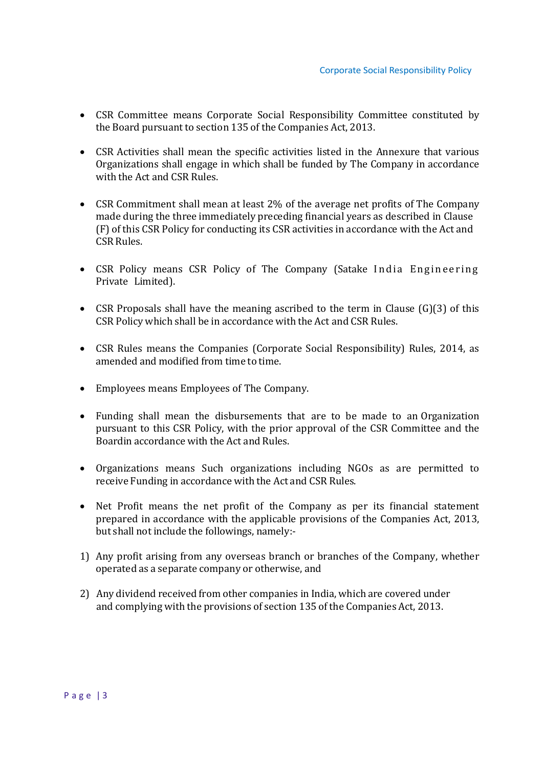- CSR Committee means Corporate Social Responsibility Committee constituted by the Board pursuant to section 135 of the Companies Act, 2013.

- CSR Activities shall mean the specific activities listed in the Annexure that various Organizations shall engage in which shall be funded by The Company in accordance with the Act and CSR Rules.

- CSR Commitment shall mean at least 2% of the average net profits of The Company made during the three immediately preceding financial years as described in Clause (F) of this CSR Policy for conducting its CSR activities in accordance with the Act and CSR Rules.

- CSR Policy means CSR Policy of The Company (Satake India Engineering Private Limited).

- CSR Proposals shall have the meaning ascribed to the term in Clause (G)(3) of this CSR Policy which shall be in accordance with the Act and CSR Rules.

- CSR Rules means the Companies (Corporate Social Responsibility) Rules, 2014, as amended and modified from time to time.

- Employees means Employees of The Company.

- Funding shall mean the disbursements that are to be made to an Organization pursuant to this CSR Policy, with the prior approval of the CSR Committee and the Boardin accordance with the Act and Rules.

- Organizations means Such organizations including NGOs as are permitted to receive Funding in accordance with the Act and CSR Rules.

- Net Profit means the net profit of the Company as per its financial statement prepared in accordance with the applicable provisions of the Companies Act, 2013, but shall not include the followings, namely:-

1) Any profit arising from any overseas branch or branches of the Company, whether operated as a separate company or otherwise, and

2) Any dividend received from other companies in India, which are covered under and complying with the provisions of section 135 of the Companies Act, 2013.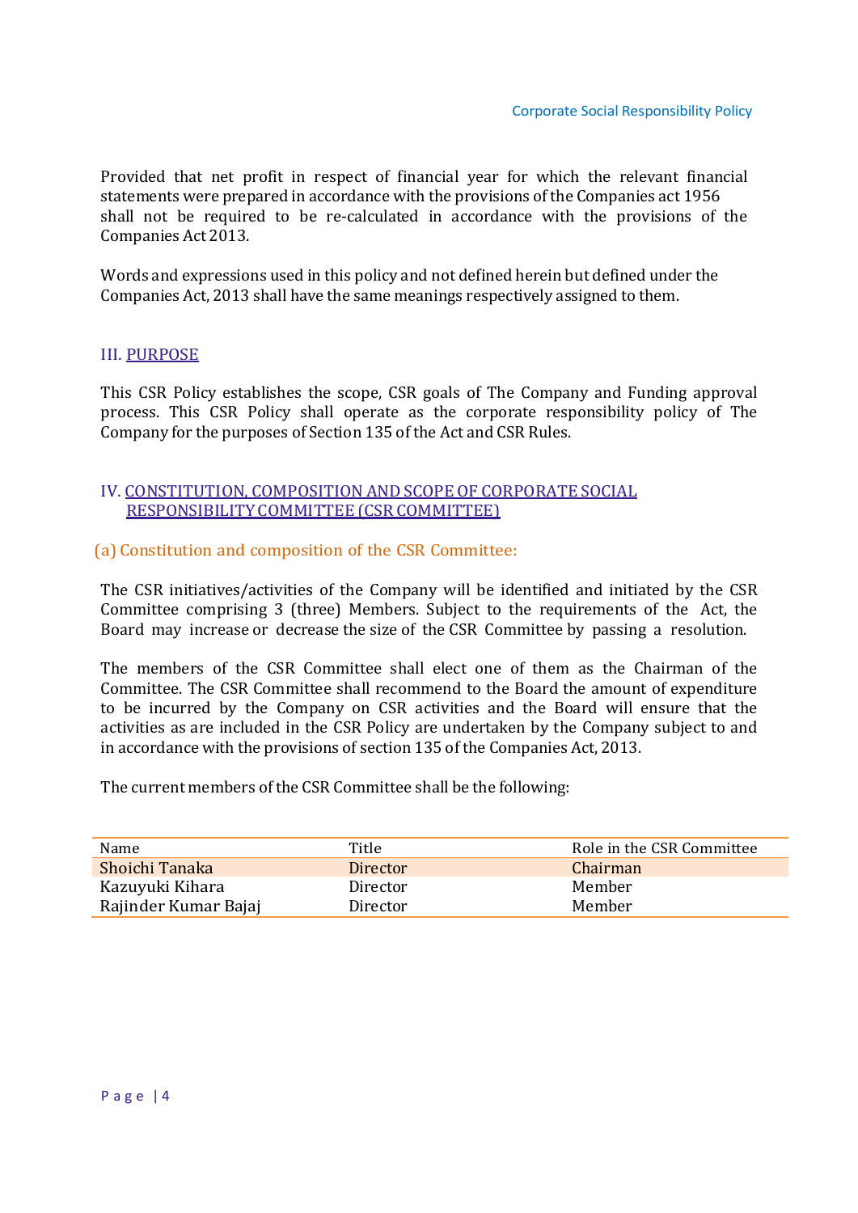Provided that net profit in respect of financial year for which the relevant financial statements were prepared in accordance with the provisions of the Companies act 1956 shall not be required to be re-calculated in accordance with the provisions of the Companies Act 2013.

Words and expressions used in this policy and not defined herein but defined under the Companies Act, 2013 shall have the same meanings respectively assigned to them.

## III. PURPOSE

This CSR Policy establishes the scope, CSR goals of The Company and Funding approval process. This CSR Policy shall operate as the corporate responsibility policy of The Company for the purposes of Section 135 of the Act and CSR Rules.

## IV. CONSTITUTION, COMPOSITION AND SCOPE OF CORPORATE SOCIAL RESPONSIBILITY COMMITTEE (CSR COMMITTEE)

### (a) Constitution and composition of the CSR Committee:

The CSR initiatives/activities of the Company will be identified and initiated by the CSR Committee comprising 3 (three) Members. Subject to the requirements of the Act, the Board may increase or decrease the size of the CSR Committee by passing a resolution.

The members of the CSR Committee shall elect one of them as the Chairman of the Committee. The CSR Committee shall recommend to the Board the amount of expenditure to be incurred by the Company on CSR activities and the Board will ensure that the activities as are included in the CSR Policy are undertaken by the Company subject to and in accordance with the provisions of section 135 of the Companies Act, 2013.

The current members of the CSR Committee shall be the following:

| Name | Title | Role in the CSR Committee |
|---|---|---|
| Shoichi Tanaka | Director | Chairman |
| Kazuyuki Kihara | Director | Member |
| Rajinder Kumar Bajaj | Director | Member |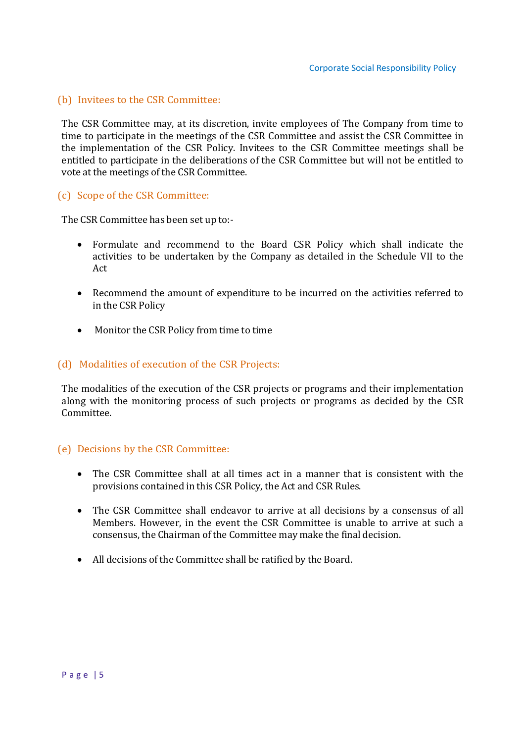### (b) Invitees to the CSR Committee:

The CSR Committee may, at its discretion, invite employees of The Company from time to time to participate in the meetings of the CSR Committee and assist the CSR Committee in the implementation of the CSR Policy. Invitees to the CSR Committee meetings shall be entitled to participate in the deliberations of the CSR Committee but will not be entitled to vote at the meetings of the CSR Committee.

### (c) Scope of the CSR Committee:

The CSR Committee has been set up to:-

- Formulate and recommend to the Board CSR Policy which shall indicate the activities to be undertaken by the Company as detailed in the Schedule VII to the Act
- Recommend the amount of expenditure to be incurred on the activities referred to in the CSR Policy
- Monitor the CSR Policy from time to time

### (d) Modalities of execution of the CSR Projects:

The modalities of the execution of the CSR projects or programs and their implementation along with the monitoring process of such projects or programs as decided by the CSR Committee.

### (e) Decisions by the CSR Committee:

- The CSR Committee shall at all times act in a manner that is consistent with the provisions contained in this CSR Policy, the Act and CSR Rules.
- The CSR Committee shall endeavor to arrive at all decisions by a consensus of all Members. However, in the event the CSR Committee is unable to arrive at such a consensus, the Chairman of the Committee may make the final decision.
- All decisions of the Committee shall be ratified by the Board.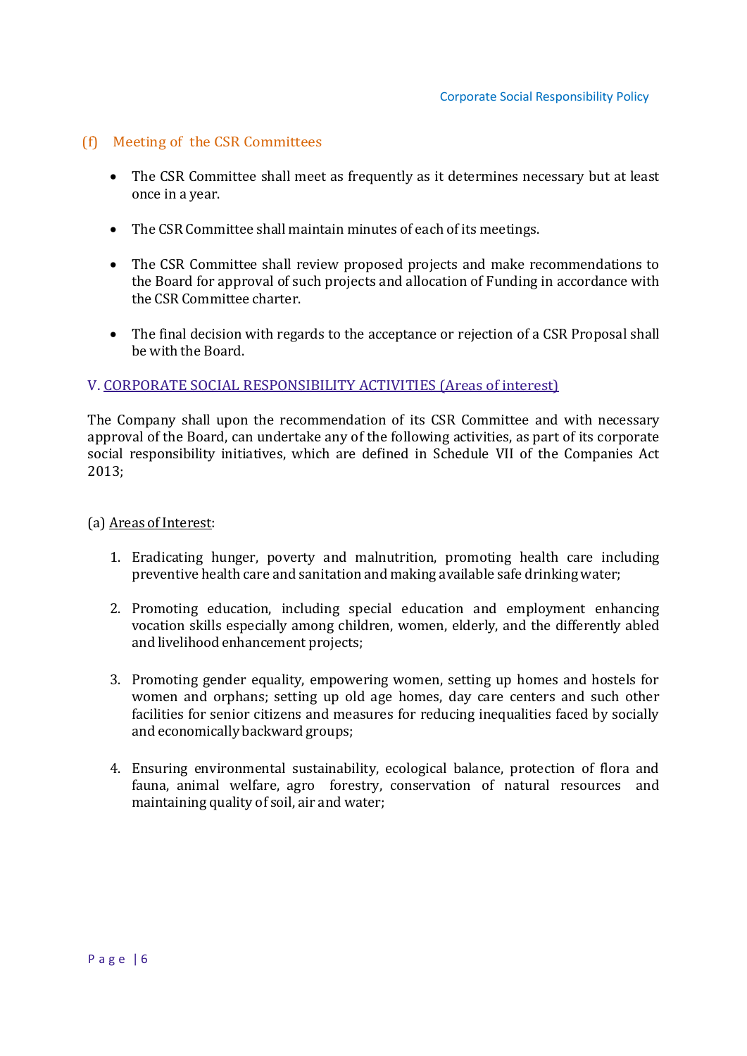### (f) Meeting of the CSR Committees

- The CSR Committee shall meet as frequently as it determines necessary but at least once in a year.
- The CSR Committee shall maintain minutes of each of its meetings.
- The CSR Committee shall review proposed projects and make recommendations to the Board for approval of such projects and allocation of Funding in accordance with the CSR Committee charter.
- The final decision with regards to the acceptance or rejection of a CSR Proposal shall be with the Board.

## V. CORPORATE SOCIAL RESPONSIBILITY ACTIVITIES (Areas of interest)

The Company shall upon the recommendation of its CSR Committee and with necessary approval of the Board, can undertake any of the following activities, as part of its corporate social responsibility initiatives, which are defined in Schedule VII of the Companies Act 2013;

(a) Areas of Interest:

1. Eradicating hunger, poverty and malnutrition, promoting health care including preventive health care and sanitation and making available safe drinking water;
2. Promoting education, including special education and employment enhancing vocation skills especially among children, women, elderly, and the differently abled and livelihood enhancement projects;
3. Promoting gender equality, empowering women, setting up homes and hostels for women and orphans; setting up old age homes, day care centers and such other facilities for senior citizens and measures for reducing inequalities faced by socially and economically backward groups;
4. Ensuring environmental sustainability, ecological balance, protection of flora and fauna, animal welfare, agro forestry, conservation of natural resources and maintaining quality of soil, air and water;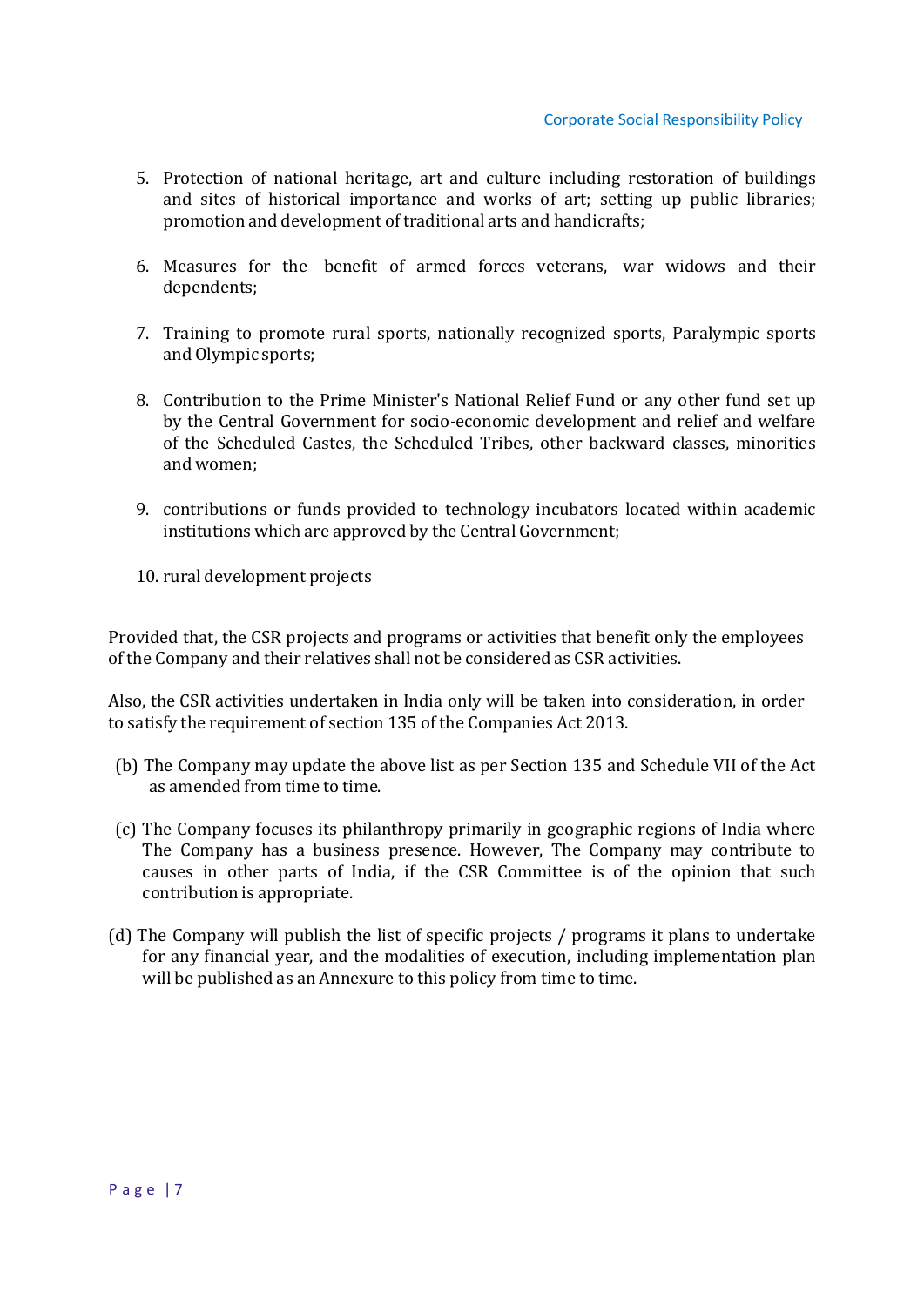5. Protection of national heritage, art and culture including restoration of buildings and sites of historical importance and works of art; setting up public libraries; promotion and development of traditional arts and handicrafts;

6. Measures for the benefit of armed forces veterans, war widows and their dependents;

7. Training to promote rural sports, nationally recognized sports, Paralympic sports and Olympic sports;

8. Contribution to the Prime Minister's National Relief Fund or any other fund set up by the Central Government for socio-economic development and relief and welfare of the Scheduled Castes, the Scheduled Tribes, other backward classes, minorities and women;

9. contributions or funds provided to technology incubators located within academic institutions which are approved by the Central Government;

10. rural development projects

Provided that, the CSR projects and programs or activities that benefit only the employees of the Company and their relatives shall not be considered as CSR activities.

Also, the CSR activities undertaken in India only will be taken into consideration, in order to satisfy the requirement of section 135 of the Companies Act 2013.

(b) The Company may update the above list as per Section 135 and Schedule VII of the Act as amended from time to time.

(c) The Company focuses its philanthropy primarily in geographic regions of India where The Company has a business presence. However, The Company may contribute to causes in other parts of India, if the CSR Committee is of the opinion that such contribution is appropriate.

(d) The Company will publish the list of specific projects / programs it plans to undertake for any financial year, and the modalities of execution, including implementation plan will be published as an Annexure to this policy from time to time.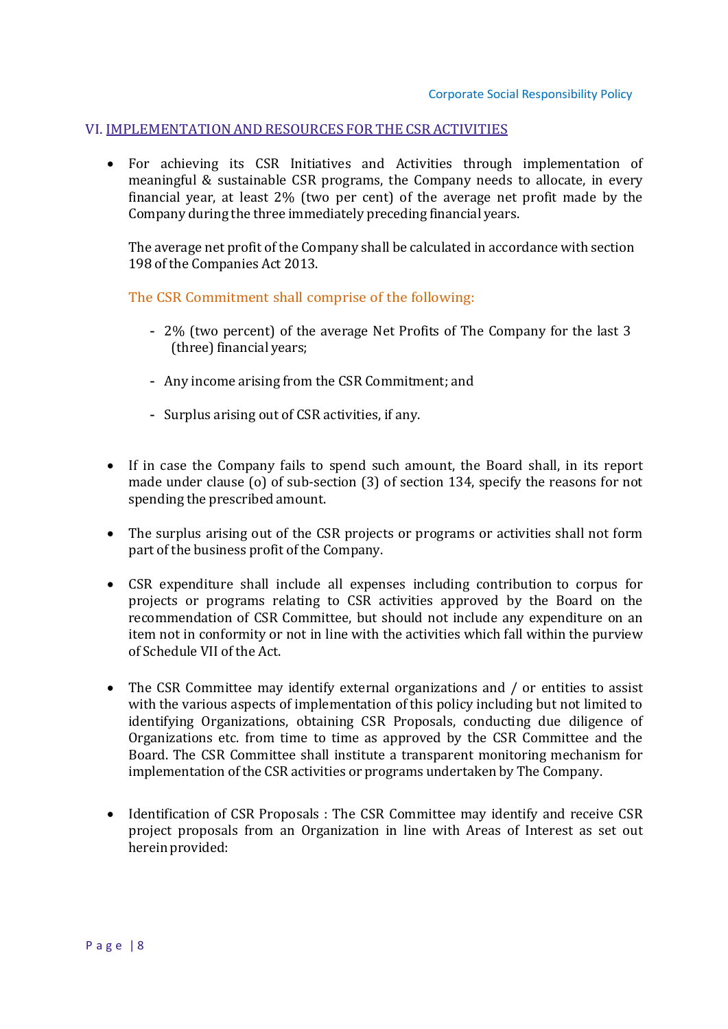## VI. IMPLEMENTATION AND RESOURCES FOR THE CSR ACTIVITIES

- For achieving its CSR Initiatives and Activities through implementation of meaningful & sustainable CSR programs, the Company needs to allocate, in every financial year, at least 2% (two per cent) of the average net profit made by the Company during the three immediately preceding financial years.

  The average net profit of the Company shall be calculated in accordance with section 198 of the Companies Act 2013.

  The CSR Commitment shall comprise of the following:

  - 2% (two percent) of the average Net Profits of The Company for the last 3 (three) financial years;
  - Any income arising from the CSR Commitment; and
  - Surplus arising out of CSR activities, if any.

- If in case the Company fails to spend such amount, the Board shall, in its report made under clause (o) of sub-section (3) of section 134, specify the reasons for not spending the prescribed amount.

- The surplus arising out of the CSR projects or programs or activities shall not form part of the business profit of the Company.

- CSR expenditure shall include all expenses including contribution to corpus for projects or programs relating to CSR activities approved by the Board on the recommendation of CSR Committee, but should not include any expenditure on an item not in conformity or not in line with the activities which fall within the purview of Schedule VII of the Act.

- The CSR Committee may identify external organizations and / or entities to assist with the various aspects of implementation of this policy including but not limited to identifying Organizations, obtaining CSR Proposals, conducting due diligence of Organizations etc. from time to time as approved by the CSR Committee and the Board. The CSR Committee shall institute a transparent monitoring mechanism for implementation of the CSR activities or programs undertaken by The Company.

- Identification of CSR Proposals : The CSR Committee may identify and receive CSR project proposals from an Organization in line with Areas of Interest as set out herein provided: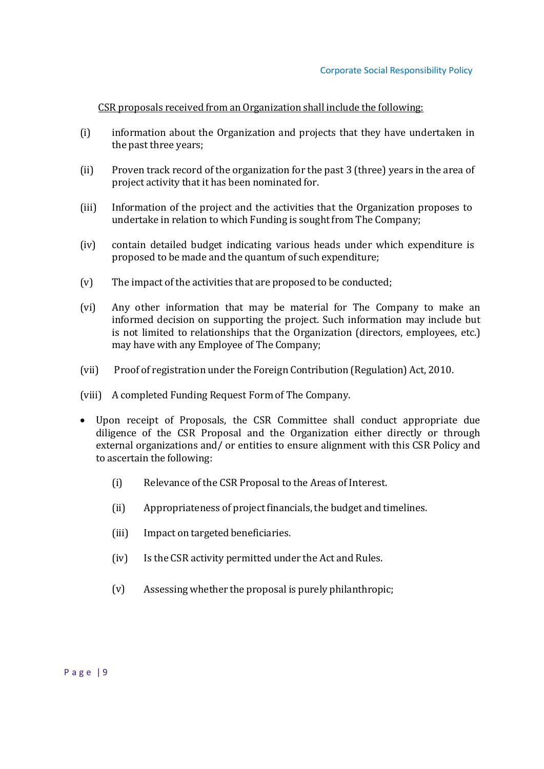<u>CSR proposals received from an Organization shall include the following:</u>

(i) information about the Organization and projects that they have undertaken in the past three years;

(ii) Proven track record of the organization for the past 3 (three) years in the area of project activity that it has been nominated for.

(iii) Information of the project and the activities that the Organization proposes to undertake in relation to which Funding is sought from The Company;

(iv) contain detailed budget indicating various heads under which expenditure is proposed to be made and the quantum of such expenditure;

(v) The impact of the activities that are proposed to be conducted;

(vi) Any other information that may be material for The Company to make an informed decision on supporting the project. Such information may include but is not limited to relationships that the Organization (directors, employees, etc.) may have with any Employee of The Company;

(vii) Proof of registration under the Foreign Contribution (Regulation) Act, 2010.

(viii) A completed Funding Request Form of The Company.

- Upon receipt of Proposals, the CSR Committee shall conduct appropriate due diligence of the CSR Proposal and the Organization either directly or through external organizations and/ or entities to ensure alignment with this CSR Policy and to ascertain the following:

    (i) Relevance of the CSR Proposal to the Areas of Interest.

    (ii) Appropriateness of project financials, the budget and timelines.

    (iii) Impact on targeted beneficiaries.

    (iv) Is the CSR activity permitted under the Act and Rules.

    (v) Assessing whether the proposal is purely philanthropic;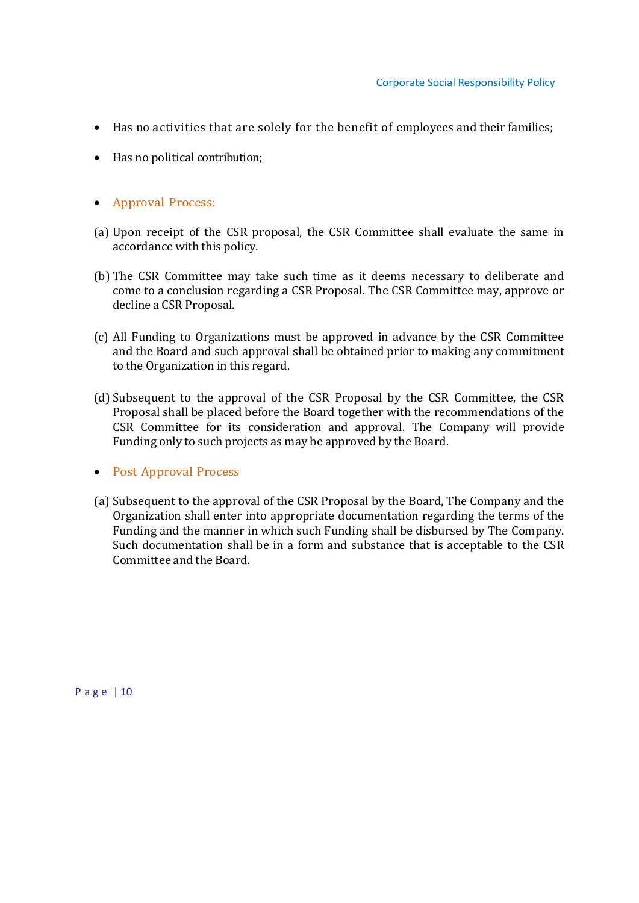- Has no activities that are solely for the benefit of employees and their families;

- Has no political contribution;

- **Approval Process:**

(a) Upon receipt of the CSR proposal, the CSR Committee shall evaluate the same in accordance with this policy.

(b) The CSR Committee may take such time as it deems necessary to deliberate and come to a conclusion regarding a CSR Proposal. The CSR Committee may, approve or decline a CSR Proposal.

(c) All Funding to Organizations must be approved in advance by the CSR Committee and the Board and such approval shall be obtained prior to making any commitment to the Organization in this regard.

(d) Subsequent to the approval of the CSR Proposal by the CSR Committee, the CSR Proposal shall be placed before the Board together with the recommendations of the CSR Committee for its consideration and approval. The Company will provide Funding only to such projects as may be approved by the Board.

- **Post Approval Process**

(a) Subsequent to the approval of the CSR Proposal by the Board, The Company and the Organization shall enter into appropriate documentation regarding the terms of the Funding and the manner in which such Funding shall be disbursed by The Company. Such documentation shall be in a form and substance that is acceptable to the CSR Committee and the Board.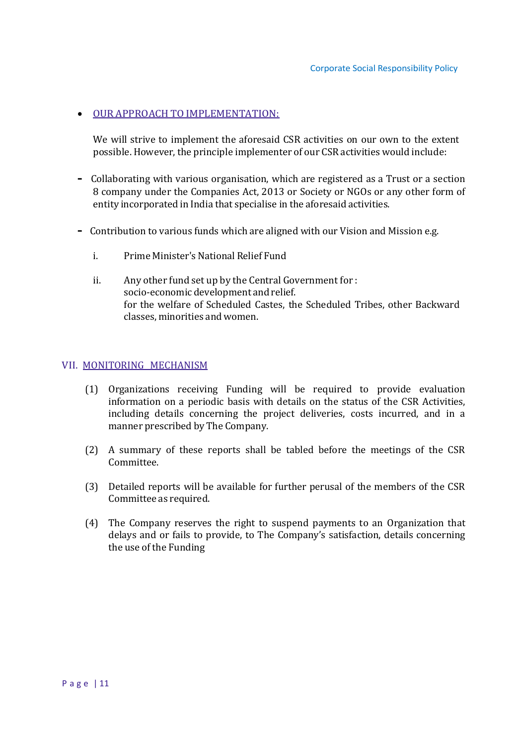- OUR APPROACH TO IMPLEMENTATION:

  We will strive to implement the aforesaid CSR activities on our own to the extent possible. However, the principle implementer of our CSR activities would include:

- Collaborating with various organisation, which are registered as a Trust or a section 8 company under the Companies Act, 2013 or Society or NGOs or any other form of entity incorporated in India that specialise in the aforesaid activities.

- Contribution to various funds which are aligned with our Vision and Mission e.g.

  i. Prime Minister's National Relief Fund

  ii. Any other fund set up by the Central Government for :
  socio-economic development and relief.
  for the welfare of Scheduled Castes, the Scheduled Tribes, other Backward classes, minorities and women.

## VII. MONITORING MECHANISM

(1) Organizations receiving Funding will be required to provide evaluation information on a periodic basis with details on the status of the CSR Activities, including details concerning the project deliveries, costs incurred, and in a manner prescribed by The Company.

(2) A summary of these reports shall be tabled before the meetings of the CSR Committee.

(3) Detailed reports will be available for further perusal of the members of the CSR Committee as required.

(4) The Company reserves the right to suspend payments to an Organization that delays and or fails to provide, to The Company's satisfaction, details concerning the use of the Funding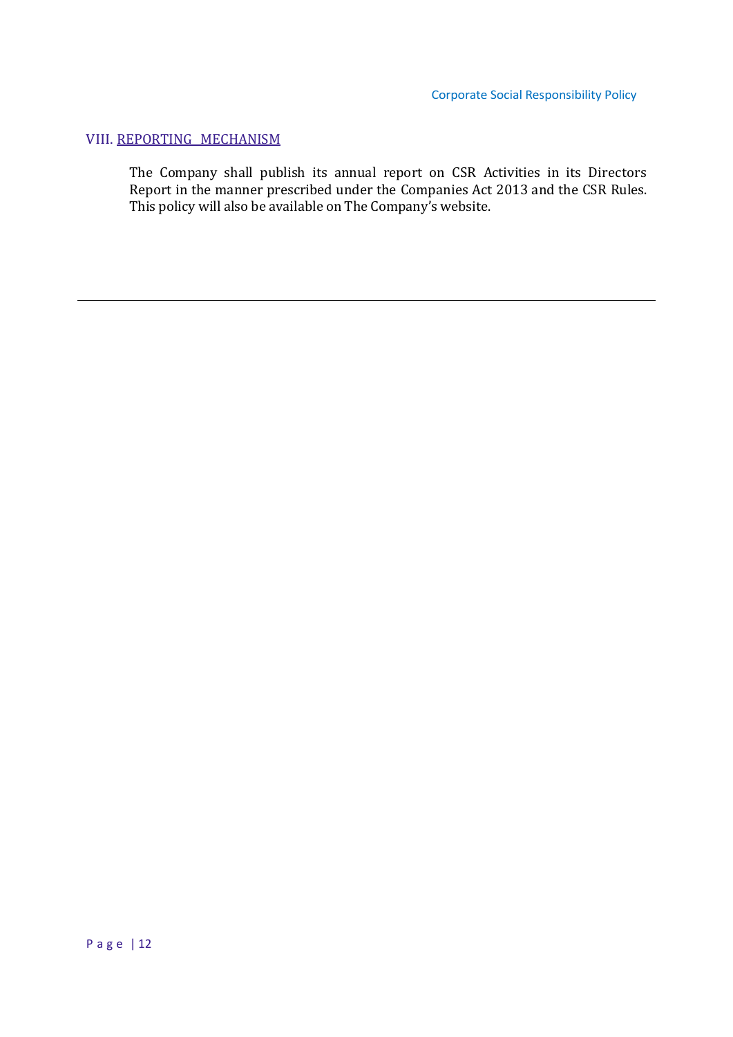## VIII. REPORTING MECHANISM

The Company shall publish its annual report on CSR Activities in its Directors Report in the manner prescribed under the Companies Act 2013 and the CSR Rules. This policy will also be available on The Company's website.

---